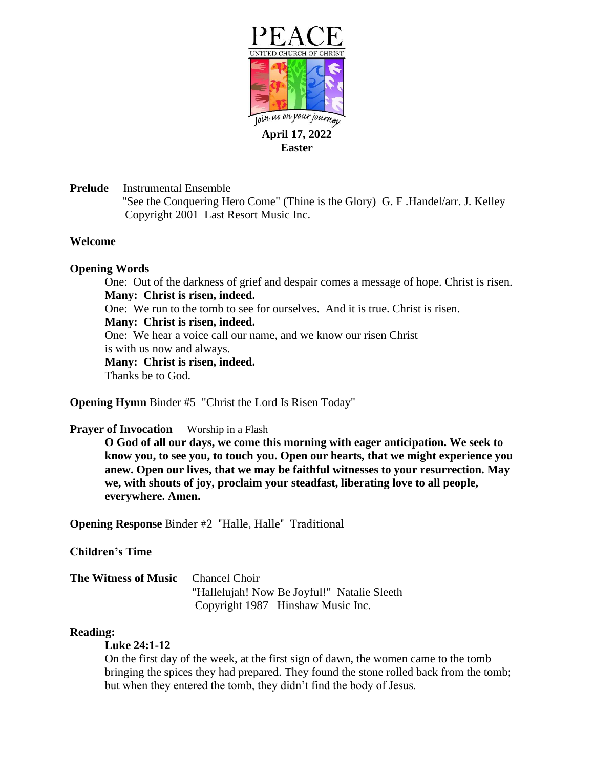PEACE

UNITED CHURCH OF CHRIST

Join us on your journey

**April 17, 2022**
**Easter**

**Prelude** Instrumental Ensemble
"See the Conquering Hero Come" (Thine is the Glory) G. F .Handel/arr. J. Kelley
Copyright 2001 Last Resort Music Inc.

**Welcome**

**Opening Words**

One: Out of the darkness of grief and despair comes a message of hope. Christ is risen.
**Many: Christ is risen, indeed.**
One: We run to the tomb to see for ourselves. And it is true. Christ is risen.
**Many: Christ is risen, indeed.**
One: We hear a voice call our name, and we know our risen Christ
is with us now and always.
**Many: Christ is risen, indeed.**
Thanks be to God.

**Opening Hymn** Binder #5 "Christ the Lord Is Risen Today"

**Prayer of Invocation** Worship in a Flash

**O God of all our days, we come this morning with eager anticipation. We seek to know you, to see you, to touch you. Open our hearts, that we might experience you anew. Open our lives, that we may be faithful witnesses to your resurrection. May we, with shouts of joy, proclaim your steadfast, liberating love to all people, everywhere. Amen.**

**Opening Response** Binder #2 "Halle, Halle" Traditional

**Children's Time**

**The Witness of Music** Chancel Choir
"Hallelujah! Now Be Joyful!" Natalie Sleeth
Copyright 1987 Hinshaw Music Inc.

**Reading:**

**Luke 24:1-12**

On the first day of the week, at the first sign of dawn, the women came to the tomb bringing the spices they had prepared. They found the stone rolled back from the tomb; but when they entered the tomb, they didn't find the body of Jesus.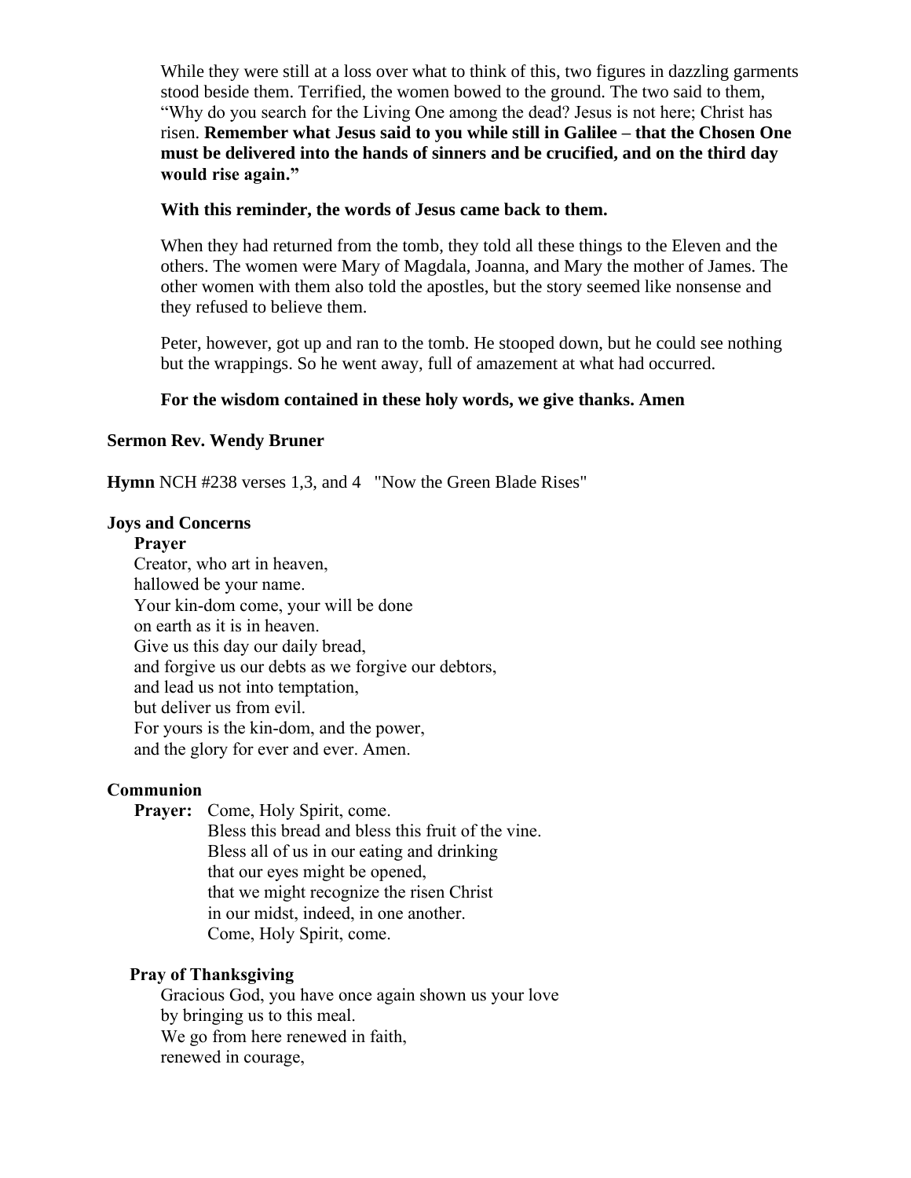While they were still at a loss over what to think of this, two figures in dazzling garments stood beside them. Terrified, the women bowed to the ground. The two said to them, "Why do you search for the Living One among the dead? Jesus is not here; Christ has risen. **Remember what Jesus said to you while still in Galilee – that the Chosen One must be delivered into the hands of sinners and be crucified, and on the third day would rise again."**

**With this reminder, the words of Jesus came back to them.**

When they had returned from the tomb, they told all these things to the Eleven and the others. The women were Mary of Magdala, Joanna, and Mary the mother of James. The other women with them also told the apostles, but the story seemed like nonsense and they refused to believe them.

Peter, however, got up and ran to the tomb. He stooped down, but he could see nothing but the wrappings. So he went away, full of amazement at what had occurred.

**For the wisdom contained in these holy words, we give thanks. Amen**

**Sermon Rev. Wendy Bruner**

**Hymn** NCH #238 verses 1,3, and 4 "Now the Green Blade Rises"

**Joys and Concerns**

**Prayer**

Creator, who art in heaven,
hallowed be your name.
Your kin-dom come, your will be done
on earth as it is in heaven.
Give us this day our daily bread,
and forgive us our debts as we forgive our debtors,
and lead us not into temptation,
but deliver us from evil.
For yours is the kin-dom, and the power,
and the glory for ever and ever. Amen.

**Communion**

**Prayer:** Come, Holy Spirit, come.
Bless this bread and bless this fruit of the vine.
Bless all of us in our eating and drinking
that our eyes might be opened,
that we might recognize the risen Christ
in our midst, indeed, in one another.
Come, Holy Spirit, come.

**Pray of Thanksgiving**

Gracious God, you have once again shown us your love
by bringing us to this meal.
We go from here renewed in faith,
renewed in courage,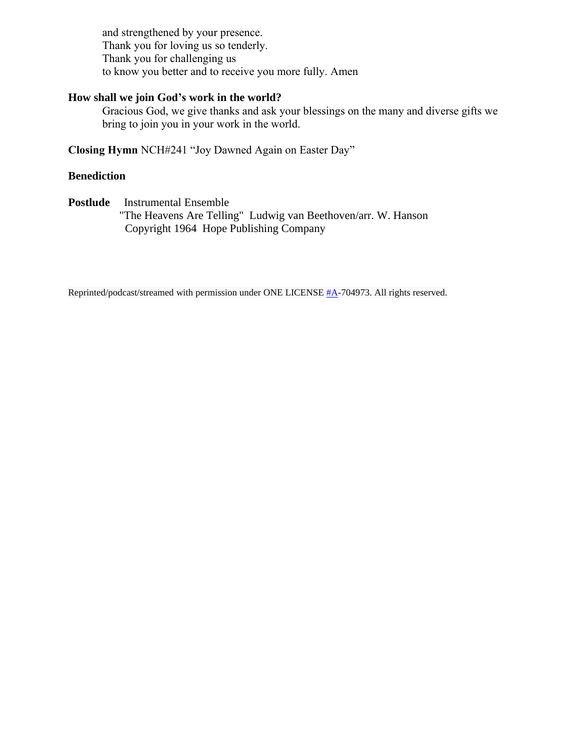and strengthened by your presence.
Thank you for loving us so tenderly.
Thank you for challenging us
to know you better and to receive you more fully. Amen

**How shall we join God's work in the world?**

Gracious God, we give thanks and ask your blessings on the many and diverse gifts we bring to join you in your work in the world.

**Closing Hymn** NCH#241 "Joy Dawned Again on Easter Day"

**Benediction**

**Postlude** Instrumental Ensemble
"The Heavens Are Telling" Ludwig van Beethoven/arr. W. Hanson
Copyright 1964 Hope Publishing Company

Reprinted/podcast/streamed with permission under ONE LICENSE #A-704973. All rights reserved.